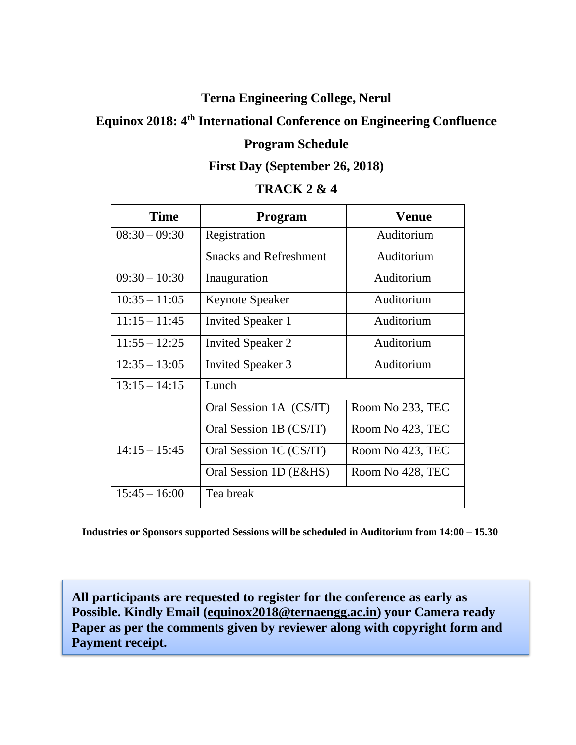# Terna Engineering College, Nerul

## Equinox 2018: 4th International Conference on Engineering Confluence

## Program Schedule

### First Day (September 26, 2018)

### TRACK 2 & 4

| Time | Program | Venue |
|---|---|---|
| 08:30 – 09:30 | Registration | Auditorium |
| | Snacks and Refreshment | Auditorium |
| 09:30 – 10:30 | Inauguration | Auditorium |
| 10:35 – 11:05 | Keynote Speaker | Auditorium |
| 11:15 – 11:45 | Invited Speaker 1 | Auditorium |
| 11:55 – 12:25 | Invited Speaker 2 | Auditorium |
| 12:35 – 13:05 | Invited Speaker 3 | Auditorium |
| 13:15 – 14:15 | Lunch | |
| 14:15 – 15:45 | Oral Session 1A (CS/IT) | Room No 233, TEC |
| | Oral Session 1B (CS/IT) | Room No 423, TEC |
| | Oral Session 1C (CS/IT) | Room No 423, TEC |
| | Oral Session 1D (E&HS) | Room No 428, TEC |
| 15:45 – 16:00 | Tea break | |

**Industries or Sponsors supported Sessions will be scheduled in Auditorium from 14:00 – 15.30**

**All participants are requested to register for the conference as early as Possible. Kindly Email (equinox2018@ternaengg.ac.in) your Camera ready Paper as per the comments given by reviewer along with copyright form and Payment receipt.**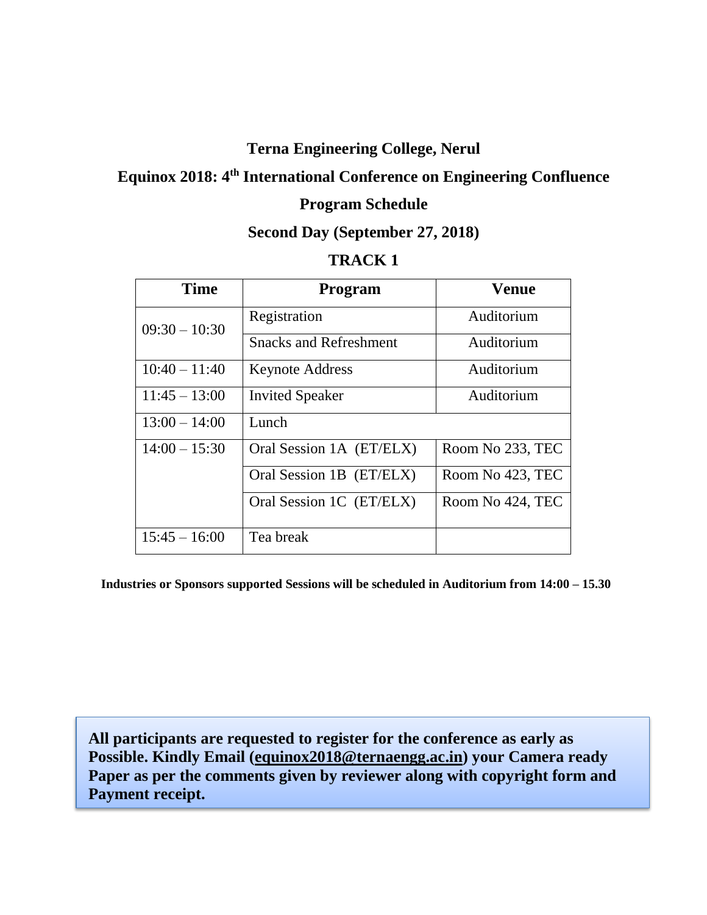**Terna Engineering College, Nerul**

**Equinox 2018: 4th International Conference on Engineering Confluence**

**Program Schedule**

**Second Day (September 27, 2018)**

**TRACK 1**

| Time | Program | Venue |
|---|---|---|
| 09:30 – 10:30 | Registration | Auditorium |
| | Snacks and Refreshment | Auditorium |
| 10:40 – 11:40 | Keynote Address | Auditorium |
| 11:45 – 13:00 | Invited Speaker | Auditorium |
| 13:00 – 14:00 | Lunch | |
| 14:00 – 15:30 | Oral Session 1A (ET/ELX) | Room No 233, TEC |
| | Oral Session 1B (ET/ELX) | Room No 423, TEC |
| | Oral Session 1C (ET/ELX) | Room No 424, TEC |
| 15:45 – 16:00 | Tea break | |

**Industries or Sponsors supported Sessions will be scheduled in Auditorium from 14:00 – 15.30**

**All participants are requested to register for the conference as early as Possible. Kindly Email (equinox2018@ternaengg.ac.in) your Camera ready Paper as per the comments given by reviewer along with copyright form and Payment receipt.**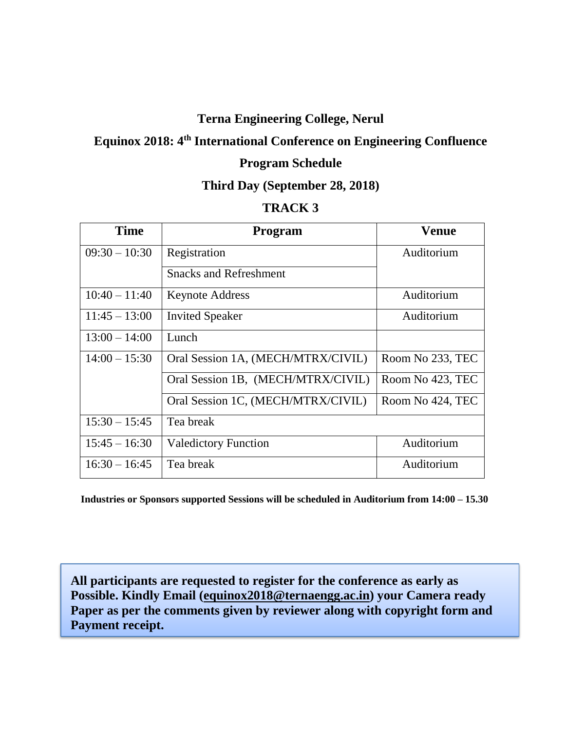**Terna Engineering College, Nerul**

**Equinox 2018: 4th International Conference on Engineering Confluence**

**Program Schedule**

**Third Day (September 28, 2018)**

**TRACK 3**

| Time | Program | Venue |
|---|---|---|
| 09:30 – 10:30 | Registration | Auditorium |
| | Snacks and Refreshment | |
| 10:40 – 11:40 | Keynote Address | Auditorium |
| 11:45 – 13:00 | Invited Speaker | Auditorium |
| 13:00 – 14:00 | Lunch | |
| 14:00 – 15:30 | Oral Session 1A, (MECH/MTRX/CIVIL) | Room No 233, TEC |
| | Oral Session 1B, (MECH/MTRX/CIVIL) | Room No 423, TEC |
| | Oral Session 1C, (MECH/MTRX/CIVIL) | Room No 424, TEC |
| 15:30 – 15:45 | Tea break | |
| 15:45 – 16:30 | Valedictory Function | Auditorium |
| 16:30 – 16:45 | Tea break | Auditorium |

**Industries or Sponsors supported Sessions will be scheduled in Auditorium from 14:00 – 15.30**

**All participants are requested to register for the conference as early as Possible. Kindly Email (equinox2018@ternaengg.ac.in) your Camera ready Paper as per the comments given by reviewer along with copyright form and Payment receipt.**